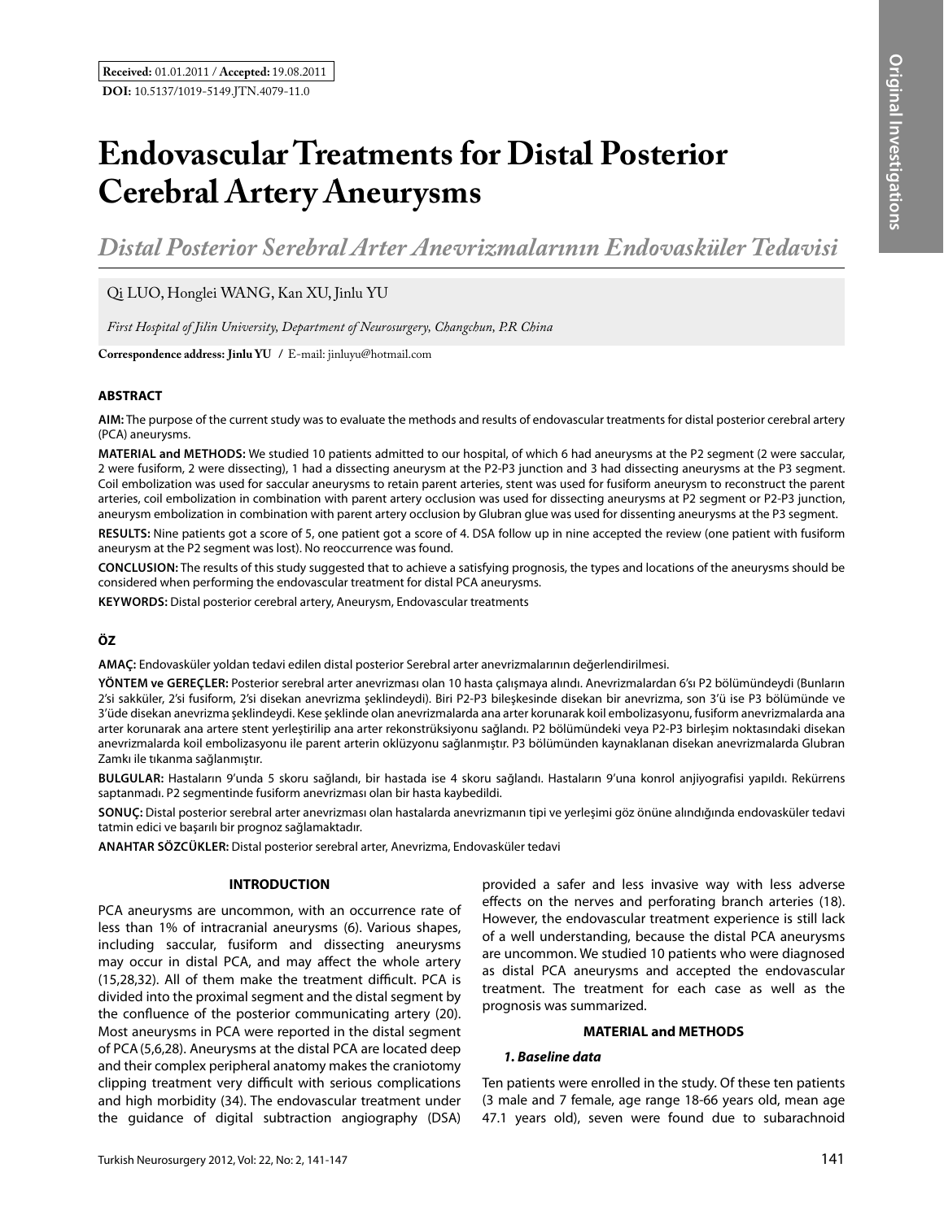**Received:** 01.01.2011 / **Accepted:** 19.08.2011

**DOI:** 10.5137/1019-5149.JTN.4079-11.0

# Endovascular Treatments for Distal Posterior Cerebral Artery Aneurysms

## *Distal Posterior Serebral Arter Anevrizmalarının Endovasküler Tedavisi*

Qi LUO, Honglei WANG, Kan XU, Jinlu YU

*First Hospital of Jilin University, Department of Neurosurgery, Changchun, P.R China*

**Correspondence address: Jinlu YU** / E-mail: jinluyu@hotmail.com

### ABSTRACT

**AIM:** The purpose of the current study was to evaluate the methods and results of endovascular treatments for distal posterior cerebral artery (PCA) aneurysms.

**MATERIAL and METHODS:** We studied 10 patients admitted to our hospital, of which 6 had aneurysms at the P2 segment (2 were saccular, 2 were fusiform, 2 were dissecting), 1 had a dissecting aneurysm at the P2-P3 junction and 3 had dissecting aneurysms at the P3 segment. Coil embolization was used for saccular aneurysms to retain parent arteries, stent was used for fusiform aneurysm to reconstruct the parent arteries, coil embolization in combination with parent artery occlusion was used for dissecting aneurysms at P2 segment or P2-P3 junction, aneurysm embolization in combination with parent artery occlusion by Glubran glue was used for dissenting aneurysms at the P3 segment.

**RESULTS:** Nine patients got a score of 5, one patient got a score of 4. DSA follow up in nine accepted the review (one patient with fusiform aneurysm at the P2 segment was lost). No reoccurrence was found.

**CONCLUSION:** The results of this study suggested that to achieve a satisfying prognosis, the types and locations of the aneurysms should be considered when performing the endovascular treatment for distal PCA aneurysms.

**KEYWORDS:** Distal posterior cerebral artery, Aneurysm, Endovascular treatments

### ÖZ

**AMAÇ:** Endovasküler yoldan tedavi edilen distal posterior Serebral arter anevrizmalarının değerlendirilmesi.

**YÖNTEM ve GEREÇLER:** Posterior serebral arter anevrizması olan 10 hasta çalışmaya alındı. Anevrizmalardan 6'sı P2 bölümündeydi (Bunların 2'si sakküler, 2'si fusiform, 2'si disekan anevrizma şeklindeydi). Biri P2-P3 bileşkesinde disekan bir anevrizma, son 3'ü ise P3 bölümünde ve 3'üde disekan anevrizma şeklindeydi. Kese şeklinde olan anevrizmalarda ana arter korunarak koil embolizasyonu, fusiform anevrizmalarda ana arter korunarak ana artere stent yerleştirilip ana arter rekonstrüksiyonu sağlandı. P2 bölümündeki veya P2-P3 birleşim noktasındaki disekan anevrizmalarda koil embolizasyonu ile parent arterin oklüzyonu sağlanmıştır. P3 bölümünden kaynaklanan disekan anevrizmalarda Glubran Zamkı ile tıkanma sağlanmıştır.

**BULGULAR:** Hastaların 9'unda 5 skoru sağlandı, bir hastada ise 4 skoru sağlandı. Hastaların 9'una konrol anjiyografisi yapıldı. Rekürrens saptanmadı. P2 segmentinde fusiform anevrizması olan bir hasta kaybedildi.

**SONUÇ:** Distal posterior serebral arter anevrizması olan hastalarda anevrizmanın tipi ve yerleşimi göz önüne alındığında endovasküler tedavi tatmin edici ve başarılı bir prognoz sağlamaktadır.

**ANAHTAR SÖZCÜKLER:** Distal posterior serebral arter, Anevrizma, Endovasküler tedavi

### INTRODUCTION

PCA aneurysms are uncommon, with an occurrence rate of less than 1% of intracranial aneurysms (6). Various shapes, including saccular, fusiform and dissecting aneurysms may occur in distal PCA, and may affect the whole artery (15,28,32). All of them make the treatment difficult. PCA is divided into the proximal segment and the distal segment by the confluence of the posterior communicating artery (20). Most aneurysms in PCA were reported in the distal segment of PCA (5,6,28). Aneurysms at the distal PCA are located deep and their complex peripheral anatomy makes the craniotomy clipping treatment very difficult with serious complications and high morbidity (34). The endovascular treatment under the guidance of digital subtraction angiography (DSA) provided a safer and less invasive way with less adverse effects on the nerves and perforating branch arteries (18). However, the endovascular treatment experience is still lack of a well understanding, because the distal PCA aneurysms are uncommon. We studied 10 patients who were diagnosed as distal PCA aneurysms and accepted the endovascular treatment. The treatment for each case as well as the prognosis was summarized.

### MATERIAL and METHODS

#### *1. Baseline data*

Ten patients were enrolled in the study. Of these ten patients (3 male and 7 female, age range 18-66 years old, mean age 47.1 years old), seven were found due to subarachnoid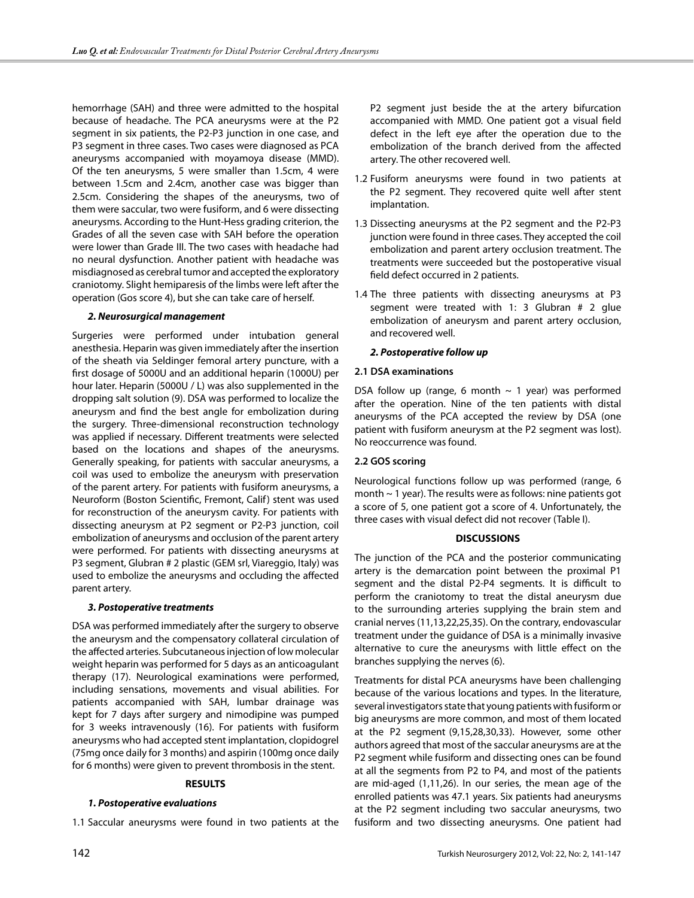hemorrhage (SAH) and three were admitted to the hospital because of headache. The PCA aneurysms were at the P2 segment in six patients, the P2-P3 junction in one case, and P3 segment in three cases. Two cases were diagnosed as PCA aneurysms accompanied with moyamoya disease (MMD). Of the ten aneurysms, 5 were smaller than 1.5cm, 4 were between 1.5cm and 2.4cm, another case was bigger than 2.5cm. Considering the shapes of the aneurysms, two of them were saccular, two were fusiform, and 6 were dissecting aneurysms. According to the Hunt-Hess grading criterion, the Grades of all the seven case with SAH before the operation were lower than Grade III. The two cases with headache had no neural dysfunction. Another patient with headache was misdiagnosed as cerebral tumor and accepted the exploratory craniotomy. Slight hemiparesis of the limbs were left after the operation (Gos score 4), but she can take care of herself.

### *2. Neurosurgical management*

Surgeries were performed under intubation general anesthesia. Heparin was given immediately after the insertion of the sheath via Seldinger femoral artery puncture, with a first dosage of 5000U and an additional heparin (1000U) per hour later. Heparin (5000U / L) was also supplemented in the dropping salt solution (9). DSA was performed to localize the aneurysm and find the best angle for embolization during the surgery. Three-dimensional reconstruction technology was applied if necessary. Different treatments were selected based on the locations and shapes of the aneurysms. Generally speaking, for patients with saccular aneurysms, a coil was used to embolize the aneurysm with preservation of the parent artery. For patients with fusiform aneurysms, a Neuroform (Boston Scientific, Fremont, Calif) stent was used for reconstruction of the aneurysm cavity. For patients with dissecting aneurysm at P2 segment or P2-P3 junction, coil embolization of aneurysms and occlusion of the parent artery were performed. For patients with dissecting aneurysms at P3 segment, Glubran # 2 plastic (GEM srl, Viareggio, Italy) was used to embolize the aneurysms and occluding the affected parent artery.

### *3. Postoperative treatments*

DSA was performed immediately after the surgery to observe the aneurysm and the compensatory collateral circulation of the affected arteries. Subcutaneous injection of low molecular weight heparin was performed for 5 days as an anticoagulant therapy (17). Neurological examinations were performed, including sensations, movements and visual abilities. For patients accompanied with SAH, lumbar drainage was kept for 7 days after surgery and nimodipine was pumped for 3 weeks intravenously (16). For patients with fusiform aneurysms who had accepted stent implantation, clopidogrel (75mg once daily for 3 months) and aspirin (100mg once daily for 6 months) were given to prevent thrombosis in the stent.

## RESULTS

### *1. Postoperative evaluations*

1.1 Saccular aneurysms were found in two patients at the P2 segment just beside the at the artery bifurcation accompanied with MMD. One patient got a visual field defect in the left eye after the operation due to the embolization of the branch derived from the affected artery. The other recovered well.

1.2 Fusiform aneurysms were found in two patients at the P2 segment. They recovered quite well after stent implantation.

1.3 Dissecting aneurysms at the P2 segment and the P2-P3 junction were found in three cases. They accepted the coil embolization and parent artery occlusion treatment. The treatments were succeeded but the postoperative visual field defect occurred in 2 patients.

1.4 The three patients with dissecting aneurysms at P3 segment were treated with 1: 3 Glubran # 2 glue embolization of aneurysm and parent artery occlusion, and recovered well.

### *2. Postoperative follow up*

#### 2.1 DSA examinations

DSA follow up (range, 6 month ~ 1 year) was performed after the operation. Nine of the ten patients with distal aneurysms of the PCA accepted the review by DSA (one patient with fusiform aneurysm at the P2 segment was lost). No reoccurrence was found.

#### 2.2 GOS scoring

Neurological functions follow up was performed (range, 6 month ~ 1 year). The results were as follows: nine patients got a score of 5, one patient got a score of 4. Unfortunately, the three cases with visual defect did not recover (Table I).

## DISCUSSIONS

The junction of the PCA and the posterior communicating artery is the demarcation point between the proximal P1 segment and the distal P2-P4 segments. It is difficult to perform the craniotomy to treat the distal aneurysm due to the surrounding arteries supplying the brain stem and cranial nerves (11,13,22,25,35). On the contrary, endovascular treatment under the guidance of DSA is a minimally invasive alternative to cure the aneurysms with little effect on the branches supplying the nerves (6).

Treatments for distal PCA aneurysms have been challenging because of the various locations and types. In the literature, several investigators state that young patients with fusiform or big aneurysms are more common, and most of them located at the P2 segment (9,15,28,30,33). However, some other authors agreed that most of the saccular aneurysms are at the P2 segment while fusiform and dissecting ones can be found at all the segments from P2 to P4, and most of the patients are mid-aged (1,11,26). In our series, the mean age of the enrolled patients was 47.1 years. Six patients had aneurysms at the P2 segment including two saccular aneurysms, two fusiform and two dissecting aneurysms. One patient had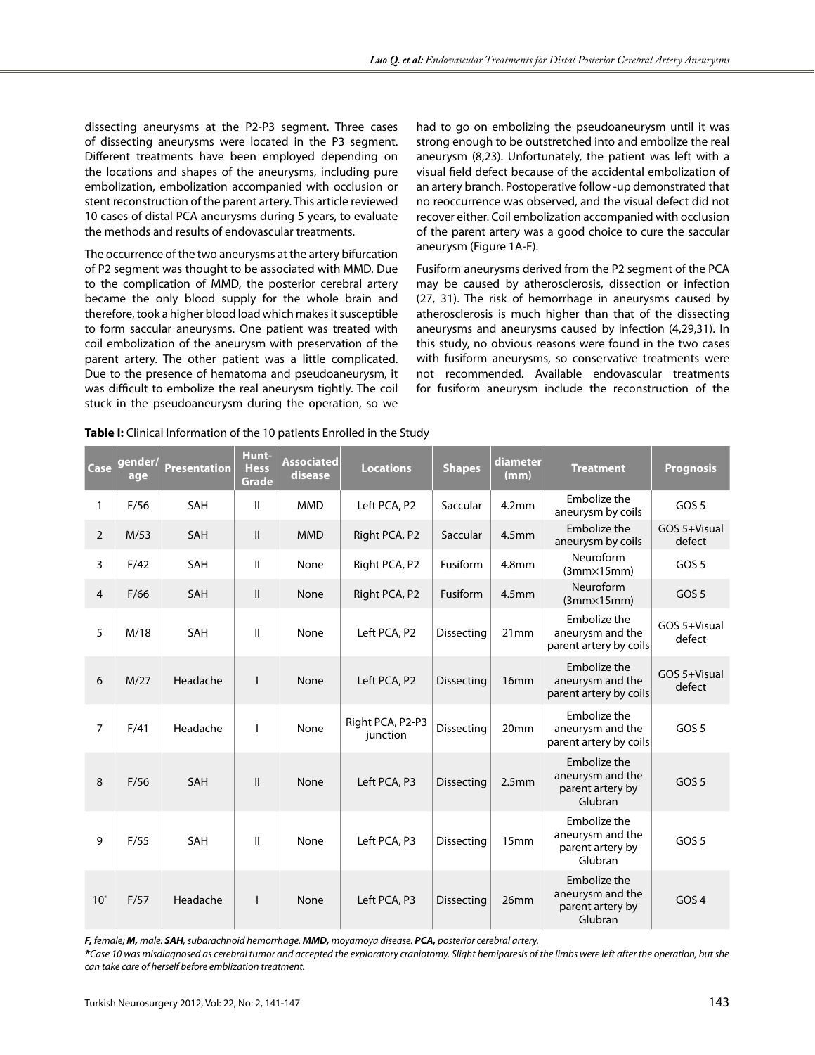dissecting aneurysms at the P2-P3 segment. Three cases of dissecting aneurysms were located in the P3 segment. Different treatments have been employed depending on the locations and shapes of the aneurysms, including pure embolization, embolization accompanied with occlusion or stent reconstruction of the parent artery. This article reviewed 10 cases of distal PCA aneurysms during 5 years, to evaluate the methods and results of endovascular treatments.

The occurrence of the two aneurysms at the artery bifurcation of P2 segment was thought to be associated with MMD. Due to the complication of MMD, the posterior cerebral artery became the only blood supply for the whole brain and therefore, took a higher blood load which makes it susceptible to form saccular aneurysms. One patient was treated with coil embolization of the aneurysm with preservation of the parent artery. The other patient was a little complicated. Due to the presence of hematoma and pseudoaneurysm, it was difficult to embolize the real aneurysm tightly. The coil stuck in the pseudoaneurysm during the operation, so we had to go on embolizing the pseudoaneurysm until it was strong enough to be outstretched into and embolize the real aneurysm (8,23). Unfortunately, the patient was left with a visual field defect because of the accidental embolization of an artery branch. Postoperative follow -up demonstrated that no reoccurrence was observed, and the visual defect did not recover either. Coil embolization accompanied with occlusion of the parent artery was a good choice to cure the saccular aneurysm (Figure 1A-F).

Fusiform aneurysms derived from the P2 segment of the PCA may be caused by atherosclerosis, dissection or infection (27, 31). The risk of hemorrhage in aneurysms caused by atherosclerosis is much higher than that of the dissecting aneurysms and aneurysms caused by infection (4,29,31). In this study, no obvious reasons were found in the two cases with fusiform aneurysms, so conservative treatments were not recommended. Available endovascular treatments for fusiform aneurysm include the reconstruction of the

**Table I:** Clinical Information of the 10 patients Enrolled in the Study

| Case | gender/ age | Presentation | Hunt-Hess Grade | Associated disease | Locations | Shapes | diameter (mm) | Treatment | Prognosis |
|---|---|---|---|---|---|---|---|---|---|
| 1 | F/56 | SAH | II | MMD | Left PCA, P2 | Saccular | 4.2mm | Embolize the aneurysm by coils | GOS 5 |
| 2 | M/53 | SAH | II | MMD | Right PCA, P2 | Saccular | 4.5mm | Embolize the aneurysm by coils | GOS 5+Visual defect |
| 3 | F/42 | SAH | II | None | Right PCA, P2 | Fusiform | 4.8mm | Neuroform (3mm×15mm) | GOS 5 |
| 4 | F/66 | SAH | II | None | Right PCA, P2 | Fusiform | 4.5mm | Neuroform (3mm×15mm) | GOS 5 |
| 5 | M/18 | SAH | II | None | Left PCA, P2 | Dissecting | 21mm | Embolize the aneurysm and the parent artery by coils | GOS 5+Visual defect |
| 6 | M/27 | Headache | I | None | Left PCA, P2 | Dissecting | 16mm | Embolize the aneurysm and the parent artery by coils | GOS 5+Visual defect |
| 7 | F/41 | Headache | I | None | Right PCA, P2-P3 junction | Dissecting | 20mm | Embolize the aneurysm and the parent artery by coils | GOS 5 |
| 8 | F/56 | SAH | II | None | Left PCA, P3 | Dissecting | 2.5mm | Embolize the aneurysm and the parent artery by Glubran | GOS 5 |
| 9 | F/55 | SAH | II | None | Left PCA, P3 | Dissecting | 15mm | Embolize the aneurysm and the parent artery by Glubran | GOS 5 |
| 10* | F/57 | Headache | I | None | Left PCA, P3 | Dissecting | 26mm | Embolize the aneurysm and the parent artery by Glubran | GOS 4 |

***F,** female; **M,** male. **SAH**, subarachnoid hemorrhage. **MMD,** moyamoya disease. **PCA,** posterior cerebral artery.*

***\*** Case 10 was misdiagnosed as cerebral tumor and accepted the exploratory craniotomy. Slight hemiparesis of the limbs were left after the operation, but she can take care of herself before emblization treatment.*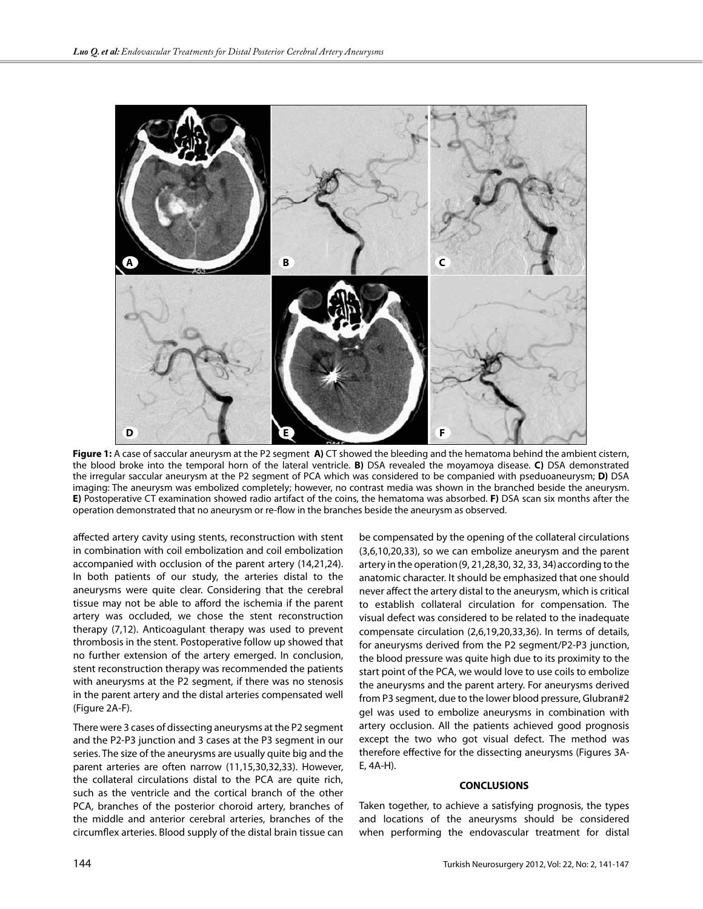**Figure 1:** A case of saccular aneurysm at the P2 segment **A)** CT showed the bleeding and the hematoma behind the ambient cistern, the blood broke into the temporal horn of the lateral ventricle. **B)** DSA revealed the moyamoya disease. **C)** DSA demonstrated the irregular saccular aneurysm at the P2 segment of PCA which was considered to be companied with pseduoaneursym; **D)** DSA imaging: The aneurysm was embolized completely; however, no contrast media was shown in the branched beside the aneurysm. **E)** Postoperative CT examination showed radio artifact of the coins, the hematoma was absorbed. **F)** DSA scan six months after the operation demonstrated that no aneurysm or re-flow in the branches beside the aneurysm as observed.

affected artery cavity using stents, reconstruction with stent in combination with coil embolization and coil embolization accompanied with occlusion of the parent artery (14,21,24). In both patients of our study, the arteries distal to the aneurysms were quite clear. Considering that the cerebral tissue may not be able to afford the ischemia if the parent artery was occluded, we chose the stent reconstruction therapy (7,12). Anticoagulant therapy was used to prevent thrombosis in the stent. Postoperative follow up showed that no further extension of the artery emerged. In conclusion, stent reconstruction therapy was recommended the patients with aneurysms at the P2 segment, if there was no stenosis in the parent artery and the distal arteries compensated well (Figure 2A-F).

There were 3 cases of dissecting aneurysms at the P2 segment and the P2-P3 junction and 3 cases at the P3 segment in our series. The size of the aneurysms are usually quite big and the parent arteries are often narrow (11,15,30,32,33). However, the collateral circulations distal to the PCA are quite rich, such as the ventricle and the cortical branch of the other PCA, branches of the posterior choroid artery, branches of the middle and anterior cerebral arteries, branches of the circumflex arteries. Blood supply of the distal brain tissue can be compensated by the opening of the collateral circulations (3,6,10,20,33), so we can embolize aneurysm and the parent artery in the operation (9, 21,28,30, 32, 33, 34) according to the anatomic character. It should be emphasized that one should never affect the artery distal to the aneurysm, which is critical to establish collateral circulation for compensation. The visual defect was considered to be related to the inadequate compensate circulation (2,6,19,20,33,36). In terms of details, for aneurysms derived from the P2 segment/P2-P3 junction, the blood pressure was quite high due to its proximity to the start point of the PCA, we would love to use coils to embolize the aneurysms and the parent artery. For aneurysms derived from P3 segment, due to the lower blood pressure, Glubran#2 gel was used to embolize aneurysms in combination with artery occlusion. All the patients achieved good prognosis except the two who got visual defect. The method was therefore effective for the dissecting aneurysms (Figures 3A-E, 4A-H).

## CONCLUSIONS

Taken together, to achieve a satisfying prognosis, the types and locations of the aneurysms should be considered when performing the endovascular treatment for distal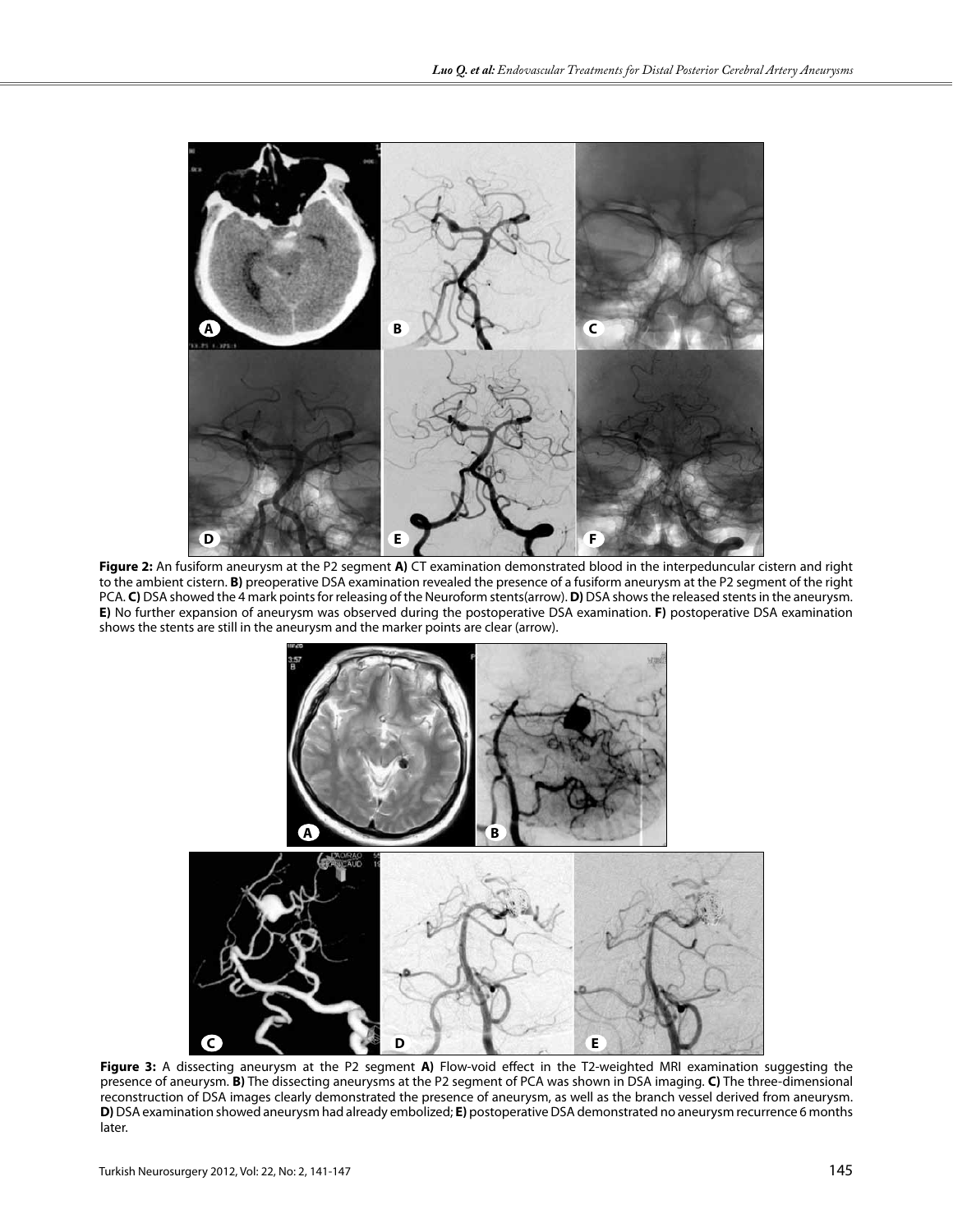**Figure 2:** An fusiform aneurysm at the P2 segment **A)** CT examination demonstrated blood in the interpeduncular cistern and right to the ambient cistern. **B)** preoperative DSA examination revealed the presence of a fusiform aneurysm at the P2 segment of the right PCA. **C)** DSA showed the 4 mark points for releasing of the Neuroform stents(arrow). **D)** DSA shows the released stents in the aneurysm. **E)** No further expansion of aneurysm was observed during the postoperative DSA examination. **F)** postoperative DSA examination shows the stents are still in the aneurysm and the marker points are clear (arrow).

**Figure 3:** A dissecting aneurysm at the P2 segment **A)** Flow-void effect in the T2-weighted MRI examination suggesting the presence of aneurysm. **B)** The dissecting aneurysms at the P2 segment of PCA was shown in DSA imaging. **C)** The three-dimensional reconstruction of DSA images clearly demonstrated the presence of aneurysm, as well as the branch vessel derived from aneurysm. **D)** DSA examination showed aneurysm had already embolized; **E)** postoperative DSA demonstrated no aneurysm recurrence 6 months later.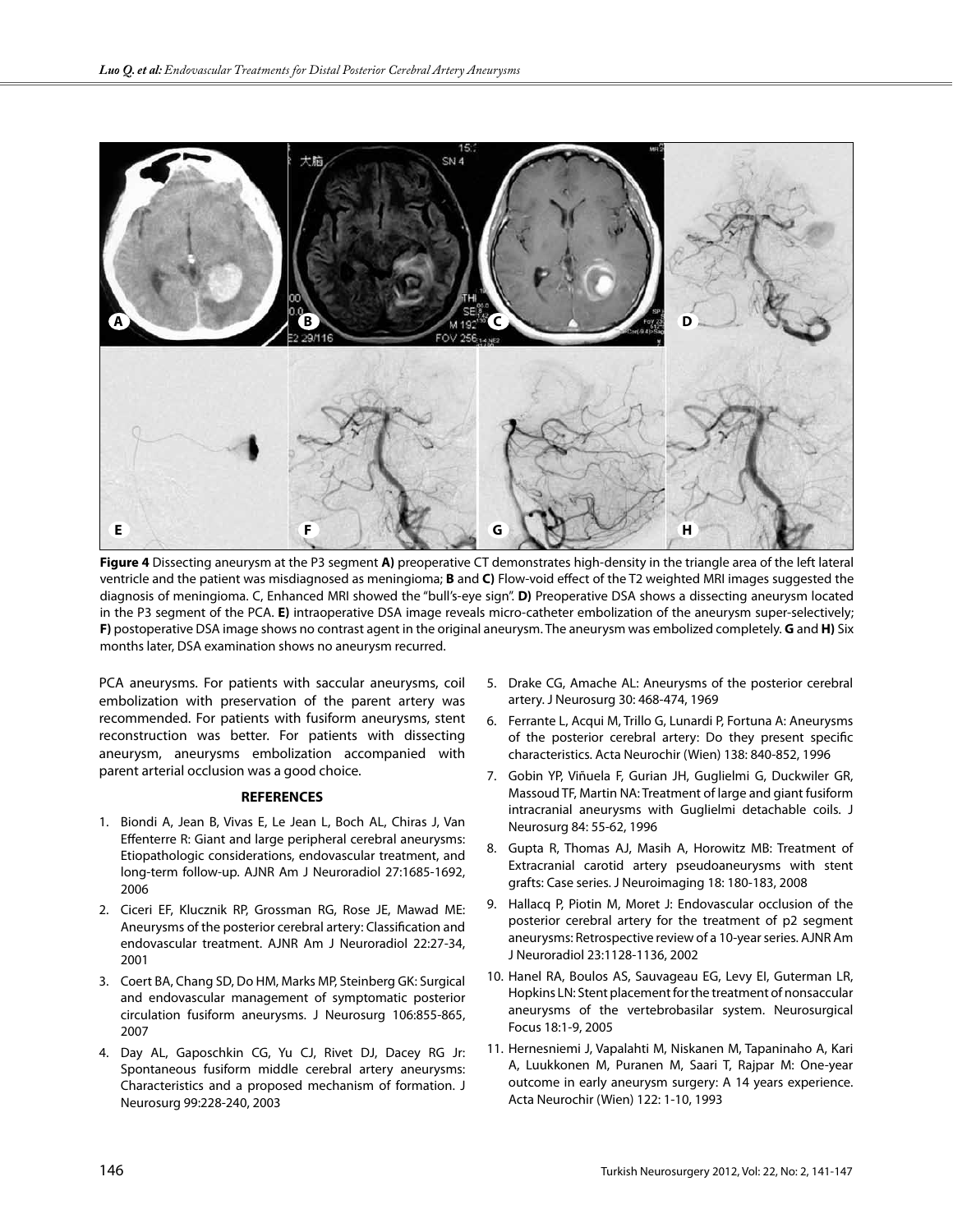**Figure 4** Dissecting aneurysm at the P3 segment **A)** preoperative CT demonstrates high-density in the triangle area of the left lateral ventricle and the patient was misdiagnosed as meningioma; **B** and **C)** Flow-void effect of the T2 weighted MRI images suggested the diagnosis of meningioma. C, Enhanced MRI showed the "bull's-eye sign". **D)** Preoperative DSA shows a dissecting aneurysm located in the P3 segment of the PCA. **E)** intraoperative DSA image reveals micro-catheter embolization of the aneurysm super-selectively; **F)** postoperative DSA image shows no contrast agent in the original aneurysm. The aneurysm was embolized completely. **G** and **H)** Six months later, DSA examination shows no aneurysm recurred.

PCA aneurysms. For patients with saccular aneurysms, coil embolization with preservation of the parent artery was recommended. For patients with fusiform aneurysms, stent reconstruction was better. For patients with dissecting aneurysm, aneurysms embolization accompanied with parent arterial occlusion was a good choice.

## REFERENCES

1. Biondi A, Jean B, Vivas E, Le Jean L, Boch AL, Chiras J, Van Effenterre R: Giant and large peripheral cerebral aneurysms: Etiopathologic considerations, endovascular treatment, and long-term follow-up. AJNR Am J Neuroradiol 27:1685-1692, 2006
2. Ciceri EF, Klucznik RP, Grossman RG, Rose JE, Mawad ME: Aneurysms of the posterior cerebral artery: Classification and endovascular treatment. AJNR Am J Neuroradiol 22:27-34, 2001
3. Coert BA, Chang SD, Do HM, Marks MP, Steinberg GK: Surgical and endovascular management of symptomatic posterior circulation fusiform aneurysms. J Neurosurg 106:855-865, 2007
4. Day AL, Gaposchkin CG, Yu CJ, Rivet DJ, Dacey RG Jr: Spontaneous fusiform middle cerebral artery aneurysms: Characteristics and a proposed mechanism of formation. J Neurosurg 99:228-240, 2003
5. Drake CG, Amache AL: Aneurysms of the posterior cerebral artery. J Neurosurg 30: 468-474, 1969
6. Ferrante L, Acqui M, Trillo G, Lunardi P, Fortuna A: Aneurysms of the posterior cerebral artery: Do they present specific characteristics. Acta Neurochir (Wien) 138: 840-852, 1996
7. Gobin YP, Viñuela F, Gurian JH, Guglielmi G, Duckwiler GR, Massoud TF, Martin NA: Treatment of large and giant fusiform intracranial aneurysms with Guglielmi detachable coils. J Neurosurg 84: 55-62, 1996
8. Gupta R, Thomas AJ, Masih A, Horowitz MB: Treatment of Extracranial carotid artery pseudoaneurysms with stent grafts: Case series. J Neuroimaging 18: 180-183, 2008
9. Hallacq P, Piotin M, Moret J: Endovascular occlusion of the posterior cerebral artery for the treatment of p2 segment aneurysms: Retrospective review of a 10-year series. AJNR Am J Neuroradiol 23:1128-1136, 2002
10. Hanel RA, Boulos AS, Sauvageau EG, Levy EI, Guterman LR, Hopkins LN: Stent placement for the treatment of nonsaccular aneurysms of the vertebrobasilar system. Neurosurgical Focus 18:1-9, 2005
11. Hernesniemi J, Vapalahti M, Niskanen M, Tapaninaho A, Kari A, Luukkonen M, Puranen M, Saari T, Rajpar M: One-year outcome in early aneurysm surgery: A 14 years experience. Acta Neurochir (Wien) 122: 1-10, 1993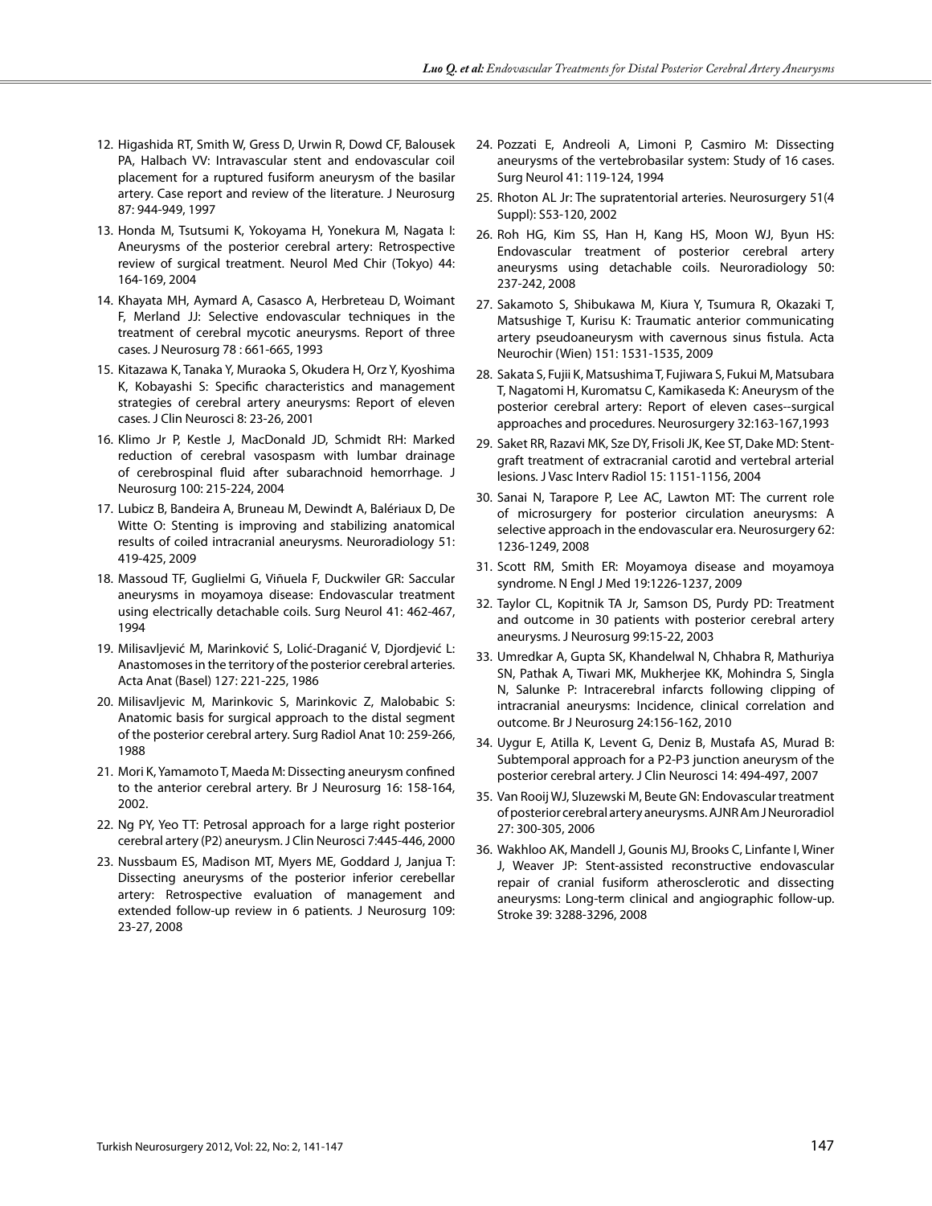12. Higashida RT, Smith W, Gress D, Urwin R, Dowd CF, Balousek PA, Halbach VV: Intravascular stent and endovascular coil placement for a ruptured fusiform aneurysm of the basilar artery. Case report and review of the literature. J Neurosurg 87: 944-949, 1997
13. Honda M, Tsutsumi K, Yokoyama H, Yonekura M, Nagata I: Aneurysms of the posterior cerebral artery: Retrospective review of surgical treatment. Neurol Med Chir (Tokyo) 44: 164-169, 2004
14. Khayata MH, Aymard A, Casasco A, Herbreteau D, Woimant F, Merland JJ: Selective endovascular techniques in the treatment of cerebral mycotic aneurysms. Report of three cases. J Neurosurg 78 : 661-665, 1993
15. Kitazawa K, Tanaka Y, Muraoka S, Okudera H, Orz Y, Kyoshima K, Kobayashi S: Specific characteristics and management strategies of cerebral artery aneurysms: Report of eleven cases. J Clin Neurosci 8: 23-26, 2001
16. Klimo Jr P, Kestle J, MacDonald JD, Schmidt RH: Marked reduction of cerebral vasospasm with lumbar drainage of cerebrospinal fluid after subarachnoid hemorrhage. J Neurosurg 100: 215-224, 2004
17. Lubicz B, Bandeira A, Bruneau M, Dewindt A, Balériaux D, De Witte O: Stenting is improving and stabilizing anatomical results of coiled intracranial aneurysms. Neuroradiology 51: 419-425, 2009
18. Massoud TF, Guglielmi G, Viñuela F, Duckwiler GR: Saccular aneurysms in moyamoya disease: Endovascular treatment using electrically detachable coils. Surg Neurol 41: 462-467, 1994
19. Milisavljević M, Marinković S, Lolić-Draganić V, Djordjević L: Anastomoses in the territory of the posterior cerebral arteries. Acta Anat (Basel) 127: 221-225, 1986
20. Milisavljevic M, Marinkovic S, Marinkovic Z, Malobabic S: Anatomic basis for surgical approach to the distal segment of the posterior cerebral artery. Surg Radiol Anat 10: 259-266, 1988
21. Mori K, Yamamoto T, Maeda M: Dissecting aneurysm confined to the anterior cerebral artery. Br J Neurosurg 16: 158-164, 2002.
22. Ng PY, Yeo TT: Petrosal approach for a large right posterior cerebral artery (P2) aneurysm. J Clin Neurosci 7:445-446, 2000
23. Nussbaum ES, Madison MT, Myers ME, Goddard J, Janjua T: Dissecting aneurysms of the posterior inferior cerebellar artery: Retrospective evaluation of management and extended follow-up review in 6 patients. J Neurosurg 109: 23-27, 2008
24. Pozzati E, Andreoli A, Limoni P, Casmiro M: Dissecting aneurysms of the vertebrobasilar system: Study of 16 cases. Surg Neurol 41: 119-124, 1994
25. Rhoton AL Jr: The supratentorial arteries. Neurosurgery 51(4 Suppl): S53-120, 2002
26. Roh HG, Kim SS, Han H, Kang HS, Moon WJ, Byun HS: Endovascular treatment of posterior cerebral artery aneurysms using detachable coils. Neuroradiology 50: 237-242, 2008
27. Sakamoto S, Shibukawa M, Kiura Y, Tsumura R, Okazaki T, Matsushige T, Kurisu K: Traumatic anterior communicating artery pseudoaneurysm with cavernous sinus fistula. Acta Neurochir (Wien) 151: 1531-1535, 2009
28. Sakata S, Fujii K, Matsushima T, Fujiwara S, Fukui M, Matsubara T, Nagatomi H, Kuromatsu C, Kamikaseda K: Aneurysm of the posterior cerebral artery: Report of eleven cases--surgical approaches and procedures. Neurosurgery 32:163-167,1993
29. Saket RR, Razavi MK, Sze DY, Frisoli JK, Kee ST, Dake MD: Stent-graft treatment of extracranial carotid and vertebral arterial lesions. J Vasc Interv Radiol 15: 1151-1156, 2004
30. Sanai N, Tarapore P, Lee AC, Lawton MT: The current role of microsurgery for posterior circulation aneurysms: A selective approach in the endovascular era. Neurosurgery 62: 1236-1249, 2008
31. Scott RM, Smith ER: Moyamoya disease and moyamoya syndrome. N Engl J Med 19:1226-1237, 2009
32. Taylor CL, Kopitnik TA Jr, Samson DS, Purdy PD: Treatment and outcome in 30 patients with posterior cerebral artery aneurysms. J Neurosurg 99:15-22, 2003
33. Umredkar A, Gupta SK, Khandelwal N, Chhabra R, Mathuriya SN, Pathak A, Tiwari MK, Mukherjee KK, Mohindra S, Singla N, Salunke P: Intracerebral infarcts following clipping of intracranial aneurysms: Incidence, clinical correlation and outcome. Br J Neurosurg 24:156-162, 2010
34. Uygur E, Atilla K, Levent G, Deniz B, Mustafa AS, Murad B: Subtemporal approach for a P2-P3 junction aneurysm of the posterior cerebral artery. J Clin Neurosci 14: 494-497, 2007
35. Van Rooij WJ, Sluzewski M, Beute GN: Endovascular treatment of posterior cerebral artery aneurysms. AJNR Am J Neuroradiol 27: 300-305, 2006
36. Wakhloo AK, Mandell J, Gounis MJ, Brooks C, Linfante I, Winer J, Weaver JP: Stent-assisted reconstructive endovascular repair of cranial fusiform atherosclerotic and dissecting aneurysms: Long-term clinical and angiographic follow-up. Stroke 39: 3288-3296, 2008